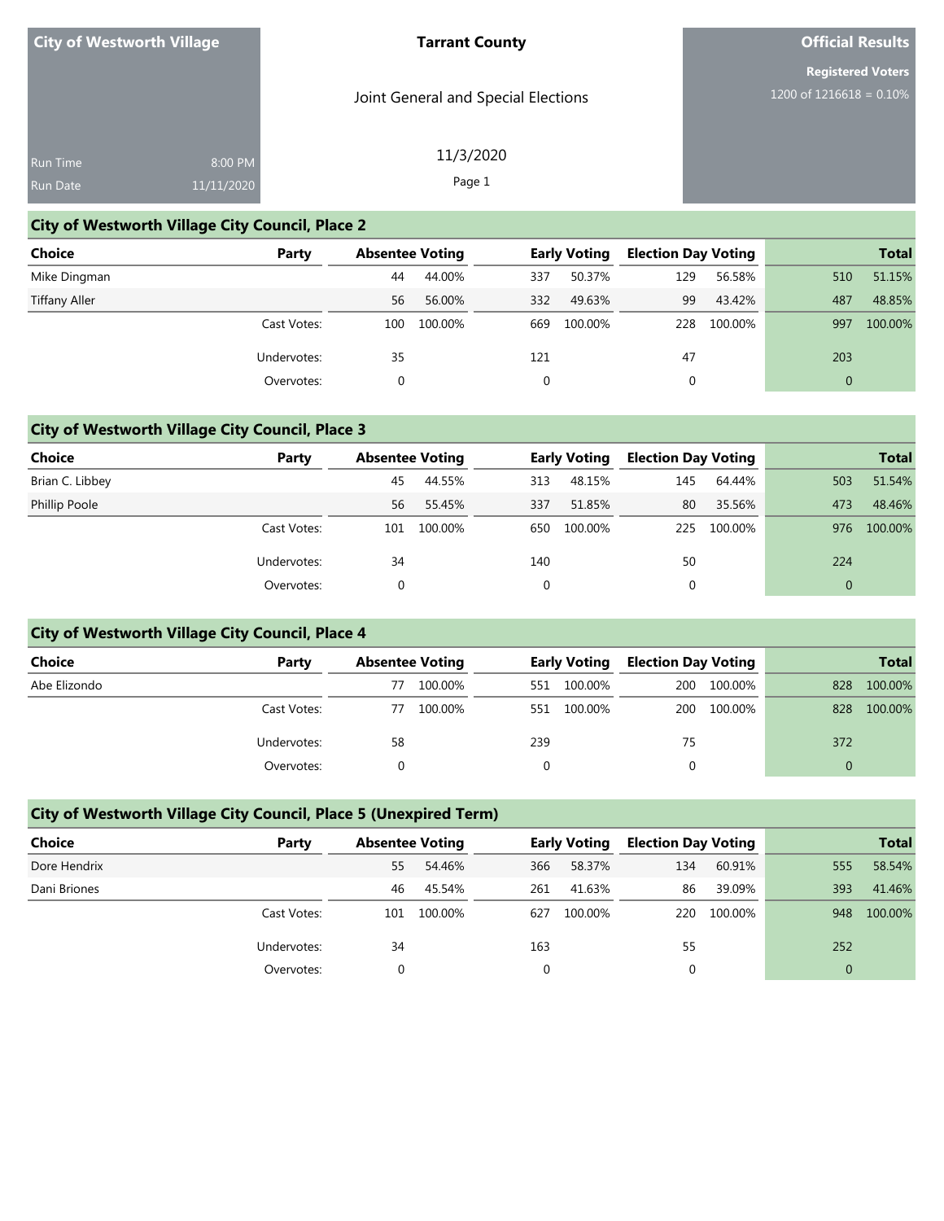**City of Westworth Village**

Run Time 8:00 PM
Run Date 11/11/2020

**Tarrant County**

Joint General and Special Elections

11/3/2020

**Official Results**

**Registered Voters**
1200 of 1216618 = 0.10%

## City of Westworth Village City Council, Place 2

| Choice | Party | Absentee Voting | | Early Voting | | Election Day Voting | | Total | |
|---|---|---|---|---|---|---|---|---|---|
| Mike Dingman | | 44 | 44.00% | 337 | 50.37% | 129 | 56.58% | 510 | 51.15% |
| Tiffany Aller | | 56 | 56.00% | 332 | 49.63% | 99 | 43.42% | 487 | 48.85% |
| | Cast Votes: | 100 | 100.00% | 669 | 100.00% | 228 | 100.00% | 997 | 100.00% |
| | Undervotes: | 35 | | 121 | | 47 | | 203 | |
| | Overvotes: | 0 | | 0 | | 0 | | 0 | |

## City of Westworth Village City Council, Place 3

| Choice | Party | Absentee Voting | | Early Voting | | Election Day Voting | | Total | |
|---|---|---|---|---|---|---|---|---|---|
| Brian C. Libbey | | 45 | 44.55% | 313 | 48.15% | 145 | 64.44% | 503 | 51.54% |
| Phillip Poole | | 56 | 55.45% | 337 | 51.85% | 80 | 35.56% | 473 | 48.46% |
| | Cast Votes: | 101 | 100.00% | 650 | 100.00% | 225 | 100.00% | 976 | 100.00% |
| | Undervotes: | 34 | | 140 | | 50 | | 224 | |
| | Overvotes: | 0 | | 0 | | 0 | | 0 | |

## City of Westworth Village City Council, Place 4

| Choice | Party | Absentee Voting | | Early Voting | | Election Day Voting | | Total | |
|---|---|---|---|---|---|---|---|---|---|
| Abe Elizondo | | 77 | 100.00% | 551 | 100.00% | 200 | 100.00% | 828 | 100.00% |
| | Cast Votes: | 77 | 100.00% | 551 | 100.00% | 200 | 100.00% | 828 | 100.00% |
| | Undervotes: | 58 | | 239 | | 75 | | 372 | |
| | Overvotes: | 0 | | 0 | | 0 | | 0 | |

## City of Westworth Village City Council, Place 5 (Unexpired Term)

| Choice | Party | Absentee Voting | | Early Voting | | Election Day Voting | | Total | |
|---|---|---|---|---|---|---|---|---|---|
| Dore Hendrix | | 55 | 54.46% | 366 | 58.37% | 134 | 60.91% | 555 | 58.54% |
| Dani Briones | | 46 | 45.54% | 261 | 41.63% | 86 | 39.09% | 393 | 41.46% |
| | Cast Votes: | 101 | 100.00% | 627 | 100.00% | 220 | 100.00% | 948 | 100.00% |
| | Undervotes: | 34 | | 163 | | 55 | | 252 | |
| | Overvotes: | 0 | | 0 | | 0 | | 0 | |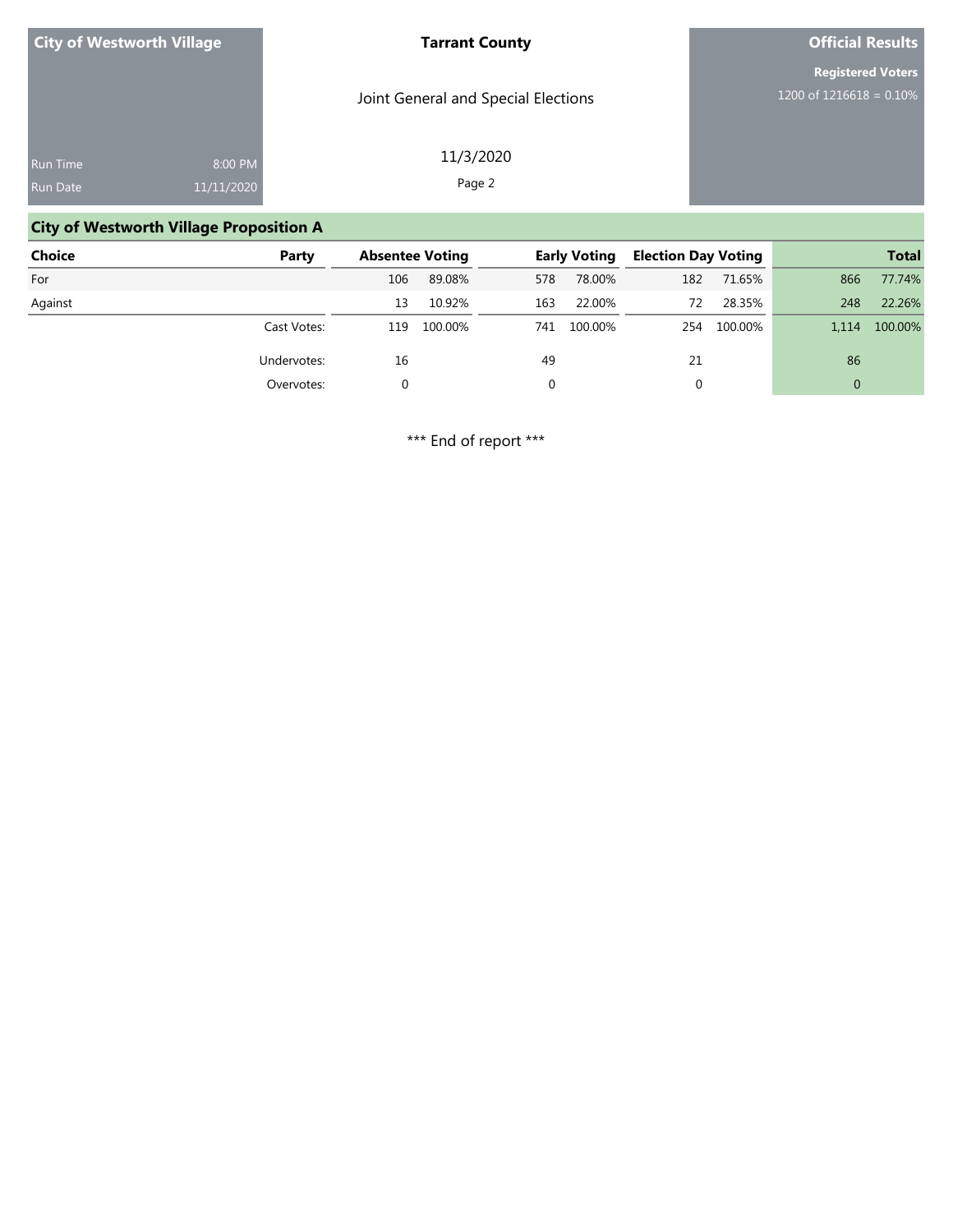**City of Westworth Village**

**Tarrant County**

Joint General and Special Elections

11/3/2020

**Official Results**

**Registered Voters**

1200 of 1216618 = 0.10%

Run Time 8:00 PM

Run Date 11/11/2020

## City of Westworth Village Proposition A

| Choice | Party | Absentee Voting | | Early Voting | | Election Day Voting | | Total | |
|---|---|---|---|---|---|---|---|---|---|
| For | | 106 | 89.08% | 578 | 78.00% | 182 | 71.65% | 866 | 77.74% |
| Against | | 13 | 10.92% | 163 | 22.00% | 72 | 28.35% | 248 | 22.26% |
| | Cast Votes: | 119 | 100.00% | 741 | 100.00% | 254 | 100.00% | 1,114 | 100.00% |
| | Undervotes: | 16 | | 49 | | 21 | | 86 | |
| | Overvotes: | 0 | | 0 | | 0 | | 0 | |

*** End of report ***